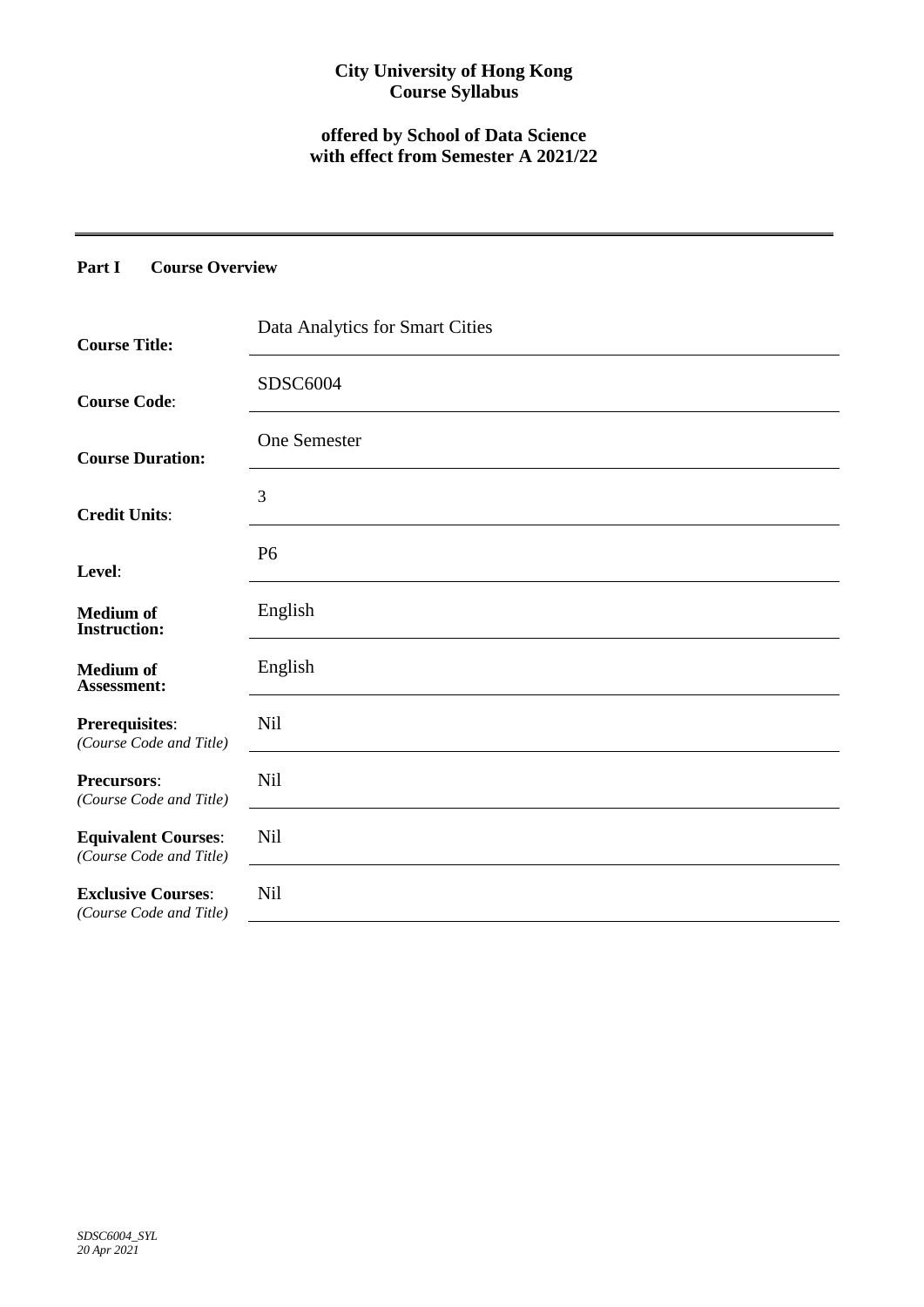**City University of Hong Kong**
**Course Syllabus**

**offered by School of Data Science**
**with effect from Semester A 2021/22**

---

## Part I Course Overview

| | |
|---|---|
| **Course Title:** | Data Analytics for Smart Cities |
| **Course Code**: | SDSC6004 |
| **Course Duration:** | One Semester |
| **Credit Units**: | 3 |
| **Level**: | P6 |
| **Medium of Instruction:** | English |
| **Medium of Assessment:** | English |
| **Prerequisites**: *(Course Code and Title)* | Nil |
| **Precursors**: *(Course Code and Title)* | Nil |
| **Equivalent Courses**: *(Course Code and Title)* | Nil |
| **Exclusive Courses**: *(Course Code and Title)* | Nil |

*SDSC6004_SYL*
*20 Apr 2021*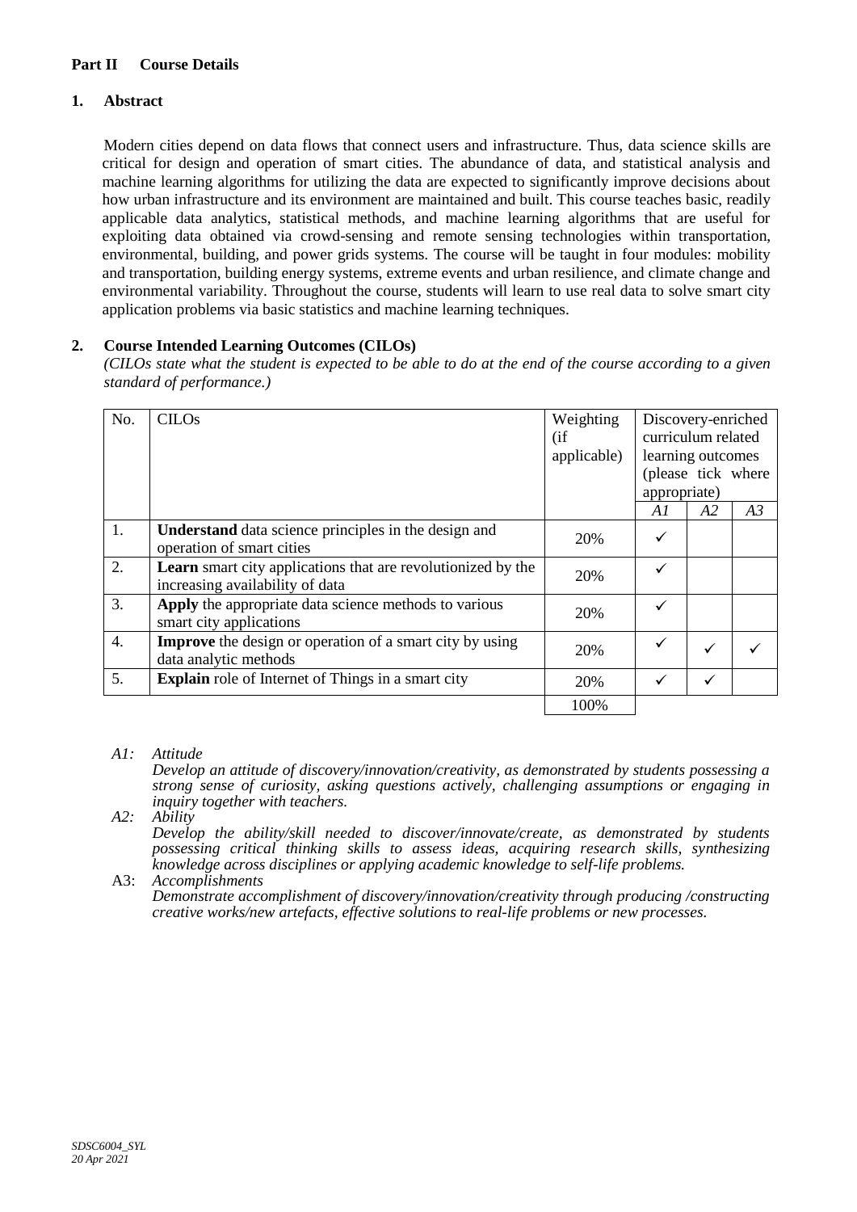## Part II Course Details

### 1. Abstract

Modern cities depend on data flows that connect users and infrastructure. Thus, data science skills are critical for design and operation of smart cities. The abundance of data, and statistical analysis and machine learning algorithms for utilizing the data are expected to significantly improve decisions about how urban infrastructure and its environment are maintained and built. This course teaches basic, readily applicable data analytics, statistical methods, and machine learning algorithms that are useful for exploiting data obtained via crowd-sensing and remote sensing technologies within transportation, environmental, building, and power grids systems. The course will be taught in four modules: mobility and transportation, building energy systems, extreme events and urban resilience, and climate change and environmental variability. Throughout the course, students will learn to use real data to solve smart city application problems via basic statistics and machine learning techniques.

### 2. Course Intended Learning Outcomes (CILOs)

*(CILOs state what the student is expected to be able to do at the end of the course according to a given standard of performance.)*

| No. | CILOs | Weighting (if applicable) | Discovery-enriched curriculum related learning outcomes (please tick where appropriate) | | |
|---|---|---|---|---|---|
| | | | *A1* | *A2* | *A3* |
| 1. | **Understand** data science principles in the design and operation of smart cities | 20% | ✓ | | |
| 2. | **Learn** smart city applications that are revolutionized by the increasing availability of data | 20% | ✓ | | |
| 3. | **Apply** the appropriate data science methods to various smart city applications | 20% | ✓ | | |
| 4. | **Improve** the design or operation of a smart city by using data analytic methods | 20% | ✓ | ✓ | ✓ |
| 5. | **Explain** role of Internet of Things in a smart city | 20% | ✓ | ✓ | |
| | | 100% | | | |

*A1: Attitude*
*Develop an attitude of discovery/innovation/creativity, as demonstrated by students possessing a strong sense of curiosity, asking questions actively, challenging assumptions or engaging in inquiry together with teachers.*

*A2: Ability*
*Develop the ability/skill needed to discover/innovate/create, as demonstrated by students possessing critical thinking skills to assess ideas, acquiring research skills, synthesizing knowledge across disciplines or applying academic knowledge to self-life problems.*

A3: *Accomplishments*
*Demonstrate accomplishment of discovery/innovation/creativity through producing /constructing creative works/new artefacts, effective solutions to real-life problems or new processes.*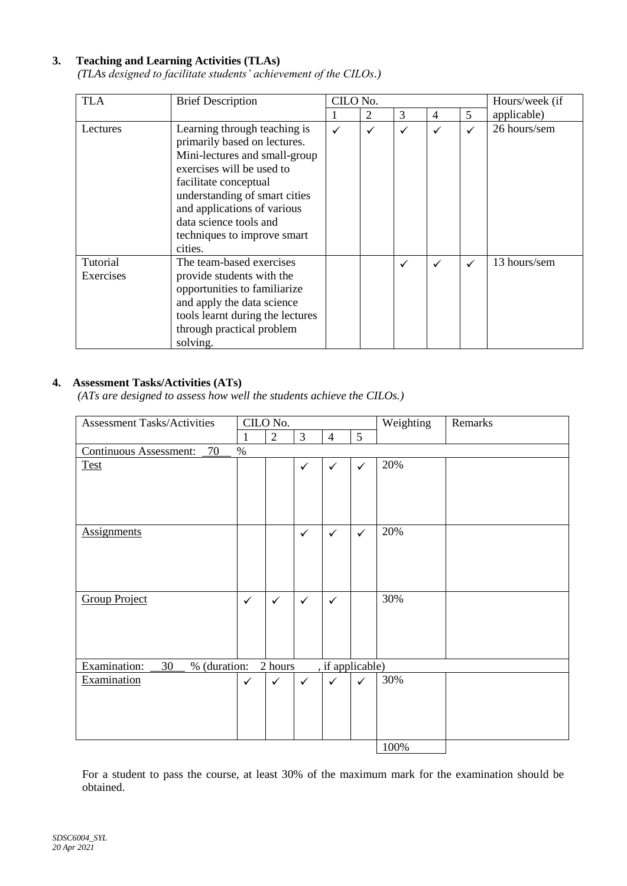## 3. Teaching and Learning Activities (TLAs)

*(TLAs designed to facilitate students' achievement of the CILOs.)*

| TLA | Brief Description | CILO No. | | | | | Hours/week (if applicable) |
|---|---|---|---|---|---|---|---|
| | | 1 | 2 | 3 | 4 | 5 | |
| Lectures | Learning through teaching is primarily based on lectures. Mini-lectures and small-group exercises will be used to facilitate conceptual understanding of smart cities and applications of various data science tools and techniques to improve smart cities. | ✓ | ✓ | ✓ | ✓ | ✓ | 26 hours/sem |
| Tutorial Exercises | The team-based exercises provide students with the opportunities to familiarize and apply the data science tools learnt during the lectures through practical problem solving. | | | ✓ | ✓ | ✓ | 13 hours/sem |

## 4. Assessment Tasks/Activities (ATs)

*(ATs are designed to assess how well the students achieve the CILOs.)*

| Assessment Tasks/Activities | CILO No. | | | | | Weighting | Remarks |
|---|---|---|---|---|---|---|---|
| | 1 | 2 | 3 | 4 | 5 | | |
| Continuous Assessment: 70 % | | | | | | | |
| Test | | | ✓ | ✓ | ✓ | 20% | |
| Assignments | | | ✓ | ✓ | ✓ | 20% | |
| Group Project | ✓ | ✓ | ✓ | ✓ | | 30% | |
| Examination: 30 % (duration: 2 hours , if applicable) | | | | | | | |
| Examination | ✓ | ✓ | ✓ | ✓ | ✓ | 30% | |
| | | | | | | 100% | |

For a student to pass the course, at least 30% of the maximum mark for the examination should be obtained.

*SDSC6004_SYL*
*20 Apr 2021*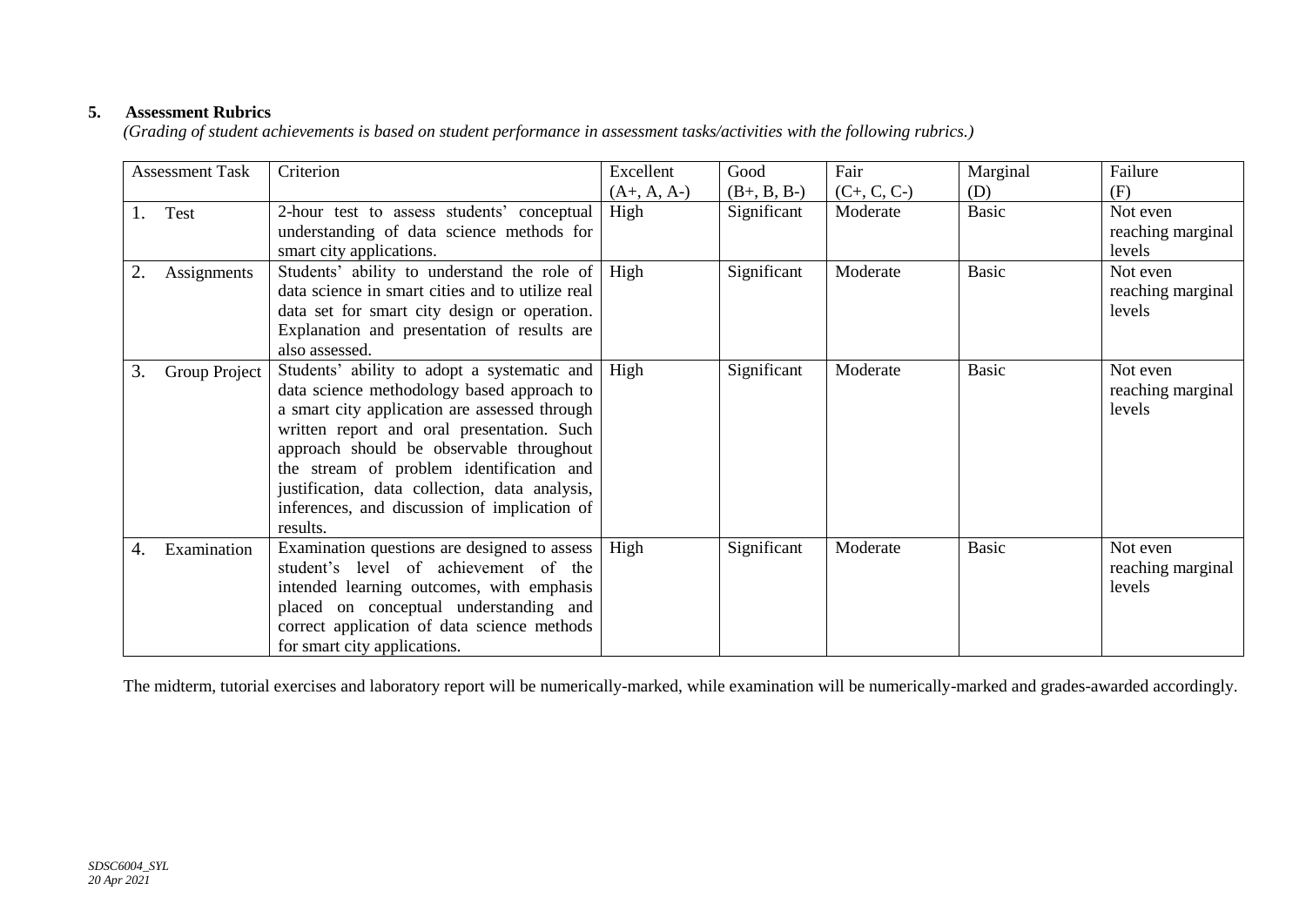## 5. Assessment Rubrics

*(Grading of student achievements is based on student performance in assessment tasks/activities with the following rubrics.)*

| Assessment Task | Criterion | Excellent (A+, A, A-) | Good (B+, B, B-) | Fair (C+, C, C-) | Marginal (D) | Failure (F) |
|---|---|---|---|---|---|---|
| 1. Test | 2-hour test to assess students' conceptual understanding of data science methods for smart city applications. | High | Significant | Moderate | Basic | Not even reaching marginal levels |
| 2. Assignments | Students' ability to understand the role of data science in smart cities and to utilize real data set for smart city design or operation. Explanation and presentation of results are also assessed. | High | Significant | Moderate | Basic | Not even reaching marginal levels |
| 3. Group Project | Students' ability to adopt a systematic and data science methodology based approach to a smart city application are assessed through written report and oral presentation. Such approach should be observable throughout the stream of problem identification and justification, data collection, data analysis, inferences, and discussion of implication of results. | High | Significant | Moderate | Basic | Not even reaching marginal levels |
| 4. Examination | Examination questions are designed to assess student's level of achievement of the intended learning outcomes, with emphasis placed on conceptual understanding and correct application of data science methods for smart city applications. | High | Significant | Moderate | Basic | Not even reaching marginal levels |

The midterm, tutorial exercises and laboratory report will be numerically-marked, while examination will be numerically-marked and grades-awarded accordingly.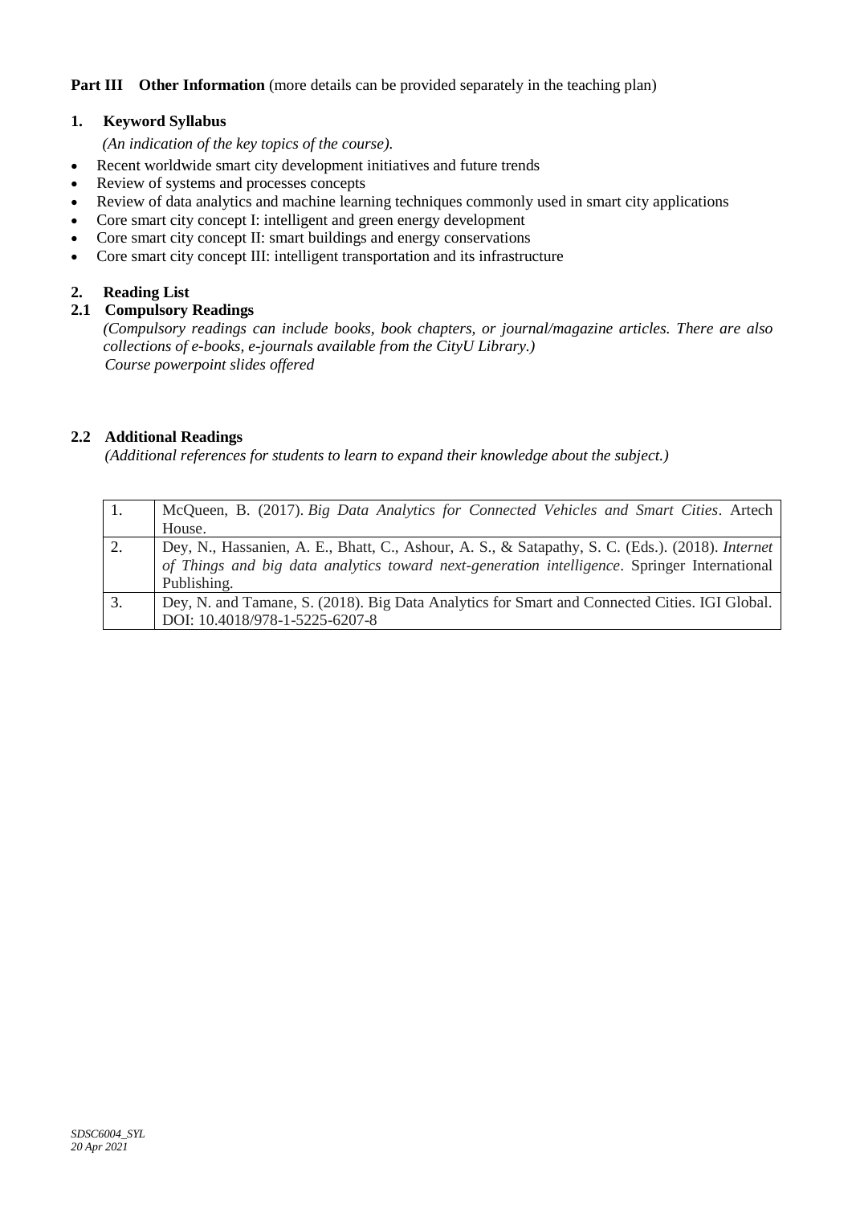**Part III Other Information** (more details can be provided separately in the teaching plan)

## 1. Keyword Syllabus

*(An indication of the key topics of the course).*

- Recent worldwide smart city development initiatives and future trends
- Review of systems and processes concepts
- Review of data analytics and machine learning techniques commonly used in smart city applications
- Core smart city concept I: intelligent and green energy development
- Core smart city concept II: smart buildings and energy conservations
- Core smart city concept III: intelligent transportation and its infrastructure

## 2. Reading List

### 2.1 Compulsory Readings

*(Compulsory readings can include books, book chapters, or journal/magazine articles. There are also collections of e-books, e-journals available from the CityU Library.)*
*Course powerpoint slides offered*

### 2.2 Additional Readings

*(Additional references for students to learn to expand their knowledge about the subject.)*

| | |
|---|---|
| 1. | McQueen, B. (2017). *Big Data Analytics for Connected Vehicles and Smart Cities*. Artech House. |
| 2. | Dey, N., Hassanien, A. E., Bhatt, C., Ashour, A. S., & Satapathy, S. C. (Eds.). (2018). *Internet of Things and big data analytics toward next-generation intelligence*. Springer International Publishing. |
| 3. | Dey, N. and Tamane, S. (2018). Big Data Analytics for Smart and Connected Cities. IGI Global. DOI: 10.4018/978-1-5225-6207-8 |